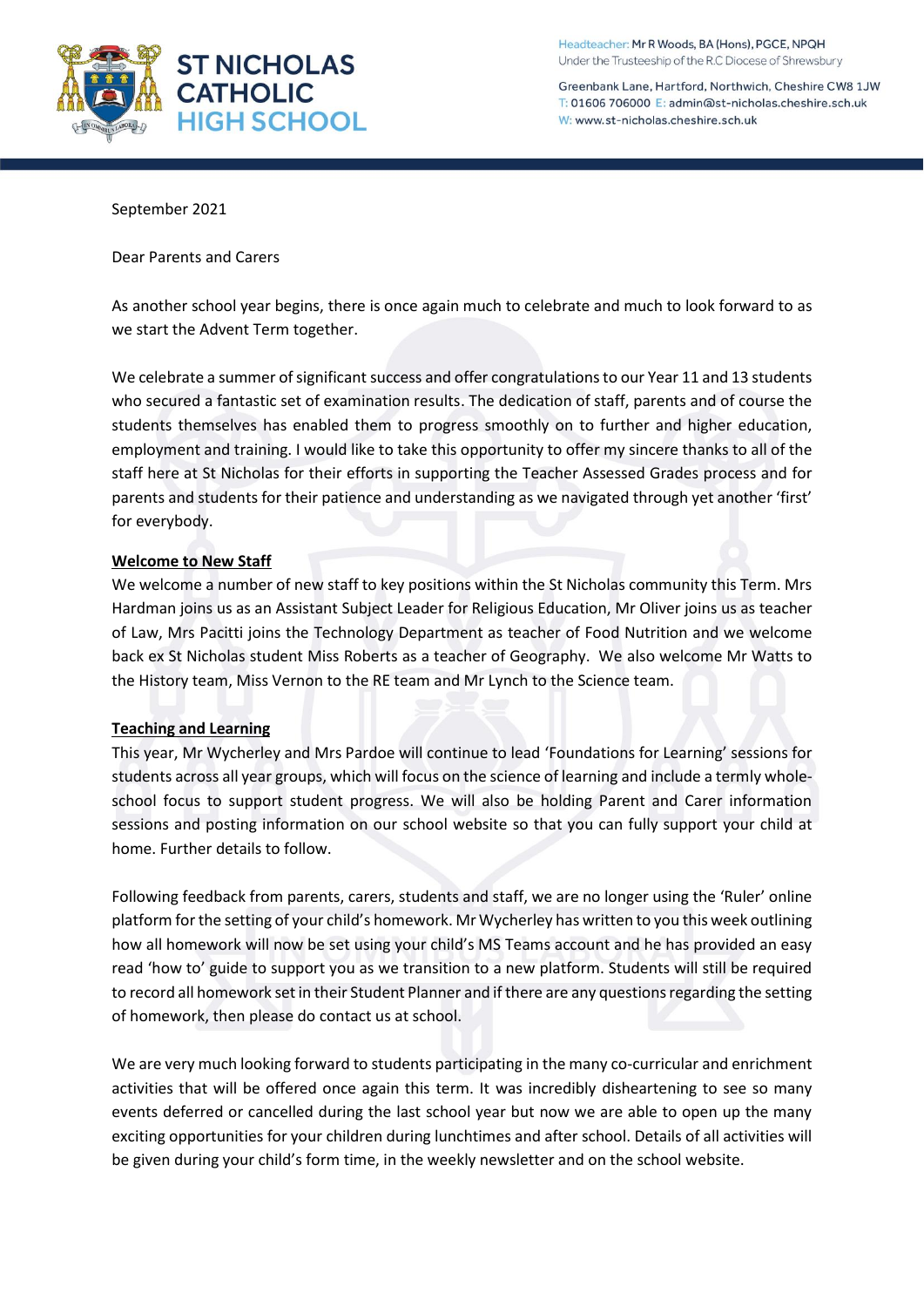# ST NICHOLAS CATHOLIC HIGH SCHOOL

Headteacher: Mr R Woods, BA (Hons), PGCE, NPQH
Under the Trusteeship of the R.C Diocese of Shrewsbury

Greenbank Lane, Hartford, Northwich, Cheshire CW8 1JW
T: 01606 706000 E: admin@st-nicholas.cheshire.sch.uk
W: www.st-nicholas.cheshire.sch.uk

September 2021

Dear Parents and Carers

As another school year begins, there is once again much to celebrate and much to look forward to as we start the Advent Term together.

We celebrate a summer of significant success and offer congratulations to our Year 11 and 13 students who secured a fantastic set of examination results. The dedication of staff, parents and of course the students themselves has enabled them to progress smoothly on to further and higher education, employment and training. I would like to take this opportunity to offer my sincere thanks to all of the staff here at St Nicholas for their efforts in supporting the Teacher Assessed Grades process and for parents and students for their patience and understanding as we navigated through yet another 'first' for everybody.

**Welcome to New Staff**

We welcome a number of new staff to key positions within the St Nicholas community this Term. Mrs Hardman joins us as an Assistant Subject Leader for Religious Education, Mr Oliver joins us as teacher of Law, Mrs Pacitti joins the Technology Department as teacher of Food Nutrition and we welcome back ex St Nicholas student Miss Roberts as a teacher of Geography. We also welcome Mr Watts to the History team, Miss Vernon to the RE team and Mr Lynch to the Science team.

**Teaching and Learning**

This year, Mr Wycherley and Mrs Pardoe will continue to lead 'Foundations for Learning' sessions for students across all year groups, which will focus on the science of learning and include a termly whole-school focus to support student progress. We will also be holding Parent and Carer information sessions and posting information on our school website so that you can fully support your child at home. Further details to follow.

Following feedback from parents, carers, students and staff, we are no longer using the 'Ruler' online platform for the setting of your child's homework. Mr Wycherley has written to you this week outlining how all homework will now be set using your child's MS Teams account and he has provided an easy read 'how to' guide to support you as we transition to a new platform. Students will still be required to record all homework set in their Student Planner and if there are any questions regarding the setting of homework, then please do contact us at school.

We are very much looking forward to students participating in the many co-curricular and enrichment activities that will be offered once again this term. It was incredibly disheartening to see so many events deferred or cancelled during the last school year but now we are able to open up the many exciting opportunities for your children during lunchtimes and after school. Details of all activities will be given during your child's form time, in the weekly newsletter and on the school website.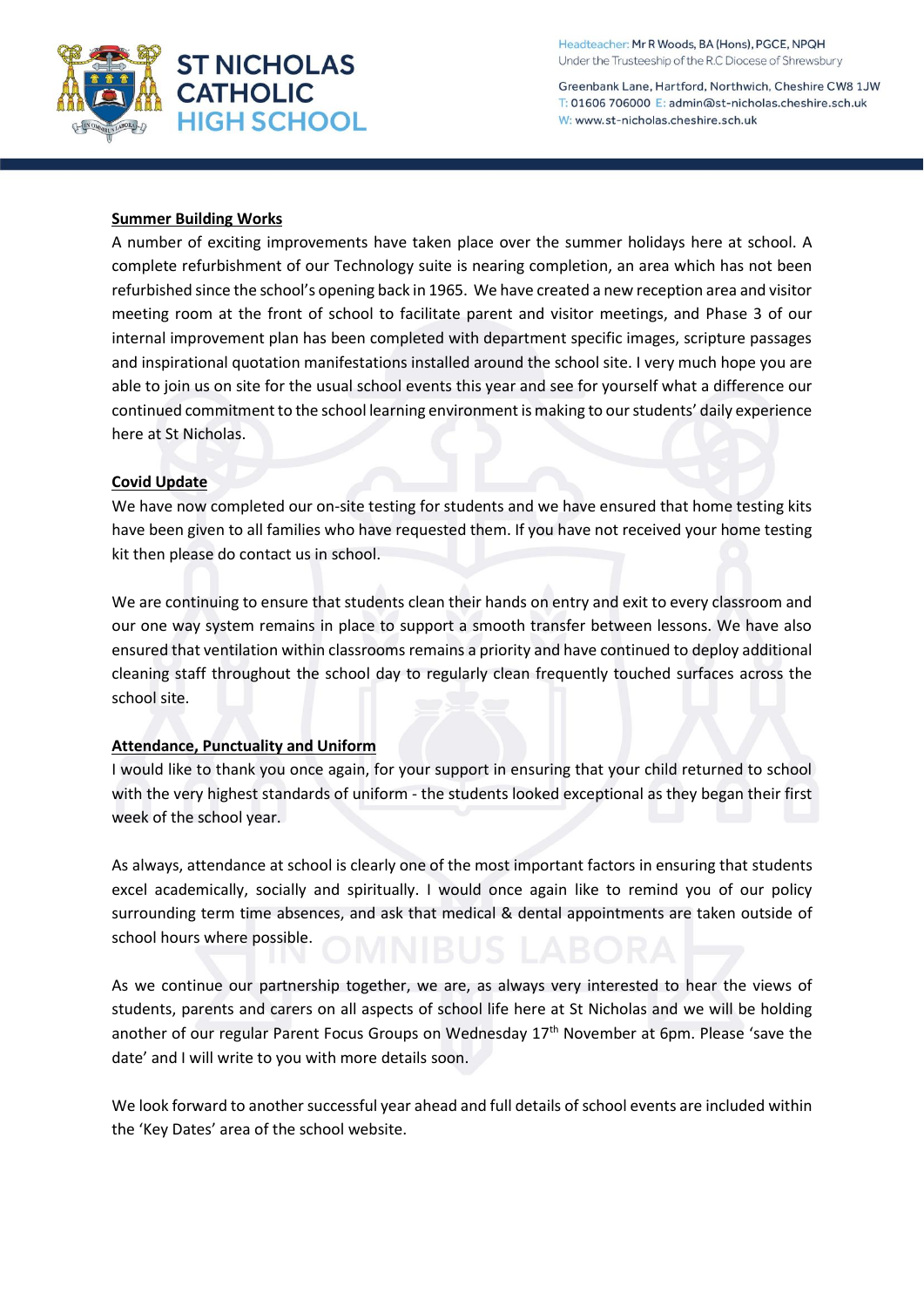**Summer Building Works**

A number of exciting improvements have taken place over the summer holidays here at school. A complete refurbishment of our Technology suite is nearing completion, an area which has not been refurbished since the school's opening back in 1965. We have created a new reception area and visitor meeting room at the front of school to facilitate parent and visitor meetings, and Phase 3 of our internal improvement plan has been completed with department specific images, scripture passages and inspirational quotation manifestations installed around the school site. I very much hope you are able to join us on site for the usual school events this year and see for yourself what a difference our continued commitment to the school learning environment is making to our students' daily experience here at St Nicholas.

**Covid Update**

We have now completed our on-site testing for students and we have ensured that home testing kits have been given to all families who have requested them. If you have not received your home testing kit then please do contact us in school.

We are continuing to ensure that students clean their hands on entry and exit to every classroom and our one way system remains in place to support a smooth transfer between lessons. We have also ensured that ventilation within classrooms remains a priority and have continued to deploy additional cleaning staff throughout the school day to regularly clean frequently touched surfaces across the school site.

**Attendance, Punctuality and Uniform**

I would like to thank you once again, for your support in ensuring that your child returned to school with the very highest standards of uniform - the students looked exceptional as they began their first week of the school year.

As always, attendance at school is clearly one of the most important factors in ensuring that students excel academically, socially and spiritually. I would once again like to remind you of our policy surrounding term time absences, and ask that medical & dental appointments are taken outside of school hours where possible.

As we continue our partnership together, we are, as always very interested to hear the views of students, parents and carers on all aspects of school life here at St Nicholas and we will be holding another of our regular Parent Focus Groups on Wednesday 17th November at 6pm. Please 'save the date' and I will write to you with more details soon.

We look forward to another successful year ahead and full details of school events are included within the 'Key Dates' area of the school website.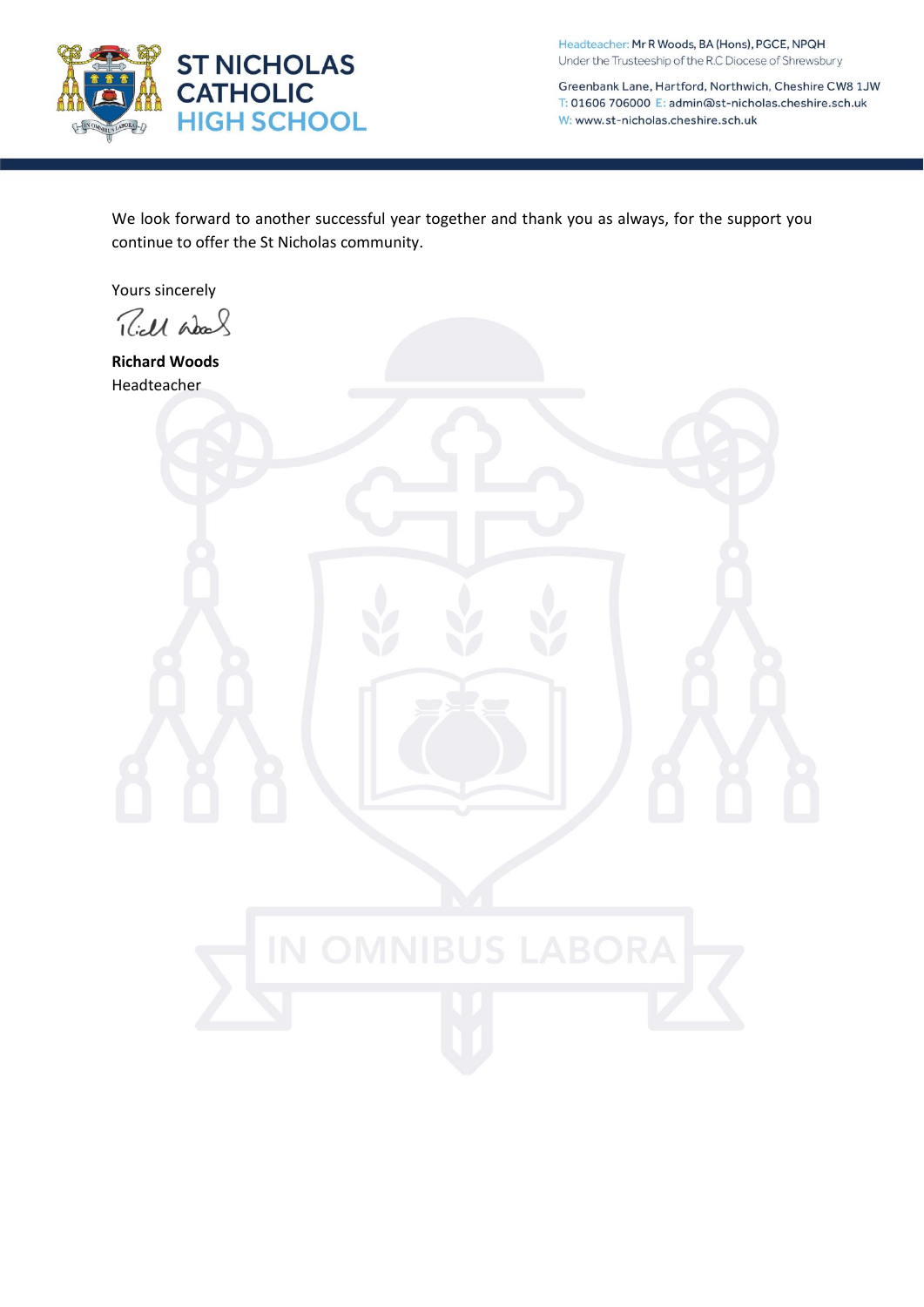We look forward to another successful year together and thank you as always, for the support you continue to offer the St Nicholas community.

Yours sincerely

**Richard Woods**
Headteacher